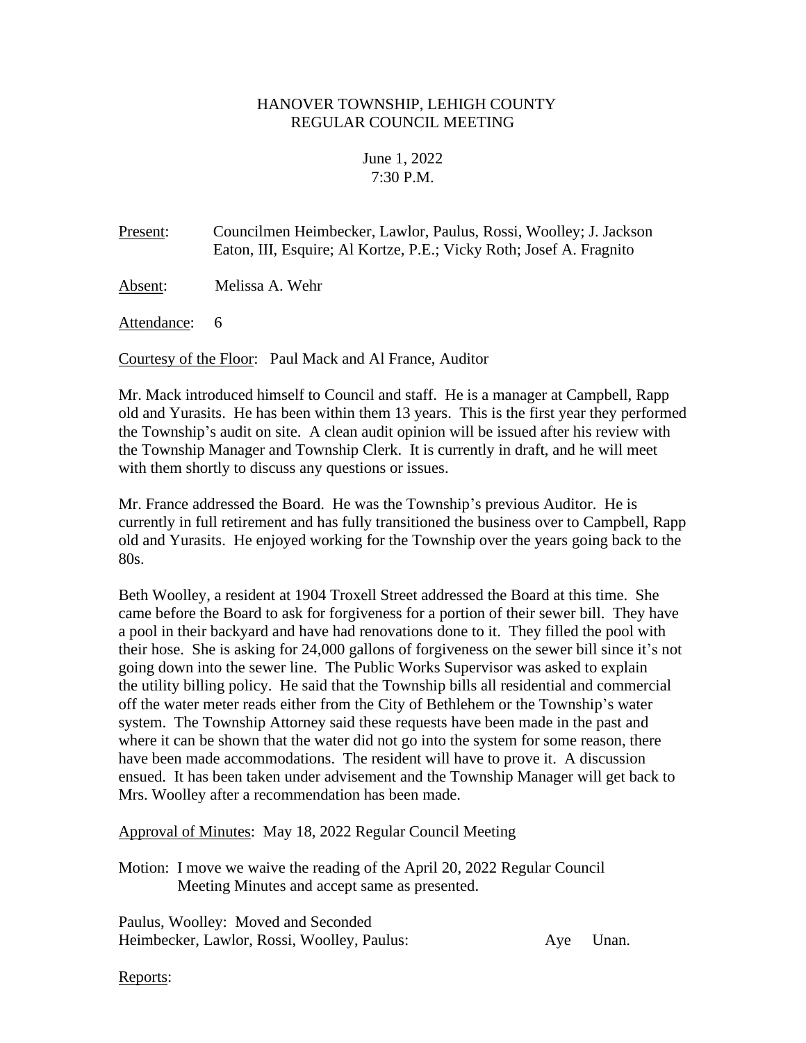# HANOVER TOWNSHIP, LEHIGH COUNTY
## REGULAR COUNCIL MEETING

June 1, 2022
7:30 P.M.

Present: Councilmen Heimbecker, Lawlor, Paulus, Rossi, Woolley; J. Jackson Eaton, III, Esquire; Al Kortze, P.E.; Vicky Roth; Josef A. Fragnito

Absent: Melissa A. Wehr

Attendance: 6

Courtesy of the Floor: Paul Mack and Al France, Auditor

Mr. Mack introduced himself to Council and staff. He is a manager at Campbell, Rapp old and Yurasits. He has been within them 13 years. This is the first year they performed the Township's audit on site. A clean audit opinion will be issued after his review with the Township Manager and Township Clerk. It is currently in draft, and he will meet with them shortly to discuss any questions or issues.

Mr. France addressed the Board. He was the Township's previous Auditor. He is currently in full retirement and has fully transitioned the business over to Campbell, Rapp old and Yurasits. He enjoyed working for the Township over the years going back to the 80s.

Beth Woolley, a resident at 1904 Troxell Street addressed the Board at this time. She came before the Board to ask for forgiveness for a portion of their sewer bill. They have a pool in their backyard and have had renovations done to it. They filled the pool with their hose. She is asking for 24,000 gallons of forgiveness on the sewer bill since it's not going down into the sewer line. The Public Works Supervisor was asked to explain the utility billing policy. He said that the Township bills all residential and commercial off the water meter reads either from the City of Bethlehem or the Township's water system. The Township Attorney said these requests have been made in the past and where it can be shown that the water did not go into the system for some reason, there have been made accommodations. The resident will have to prove it. A discussion ensued. It has been taken under advisement and the Township Manager will get back to Mrs. Woolley after a recommendation has been made.

Approval of Minutes: May 18, 2022 Regular Council Meeting

Motion: I move we waive the reading of the April 20, 2022 Regular Council Meeting Minutes and accept same as presented.

Paulus, Woolley: Moved and Seconded
Heimbecker, Lawlor, Rossi, Woolley, Paulus: Aye Unan.

Reports: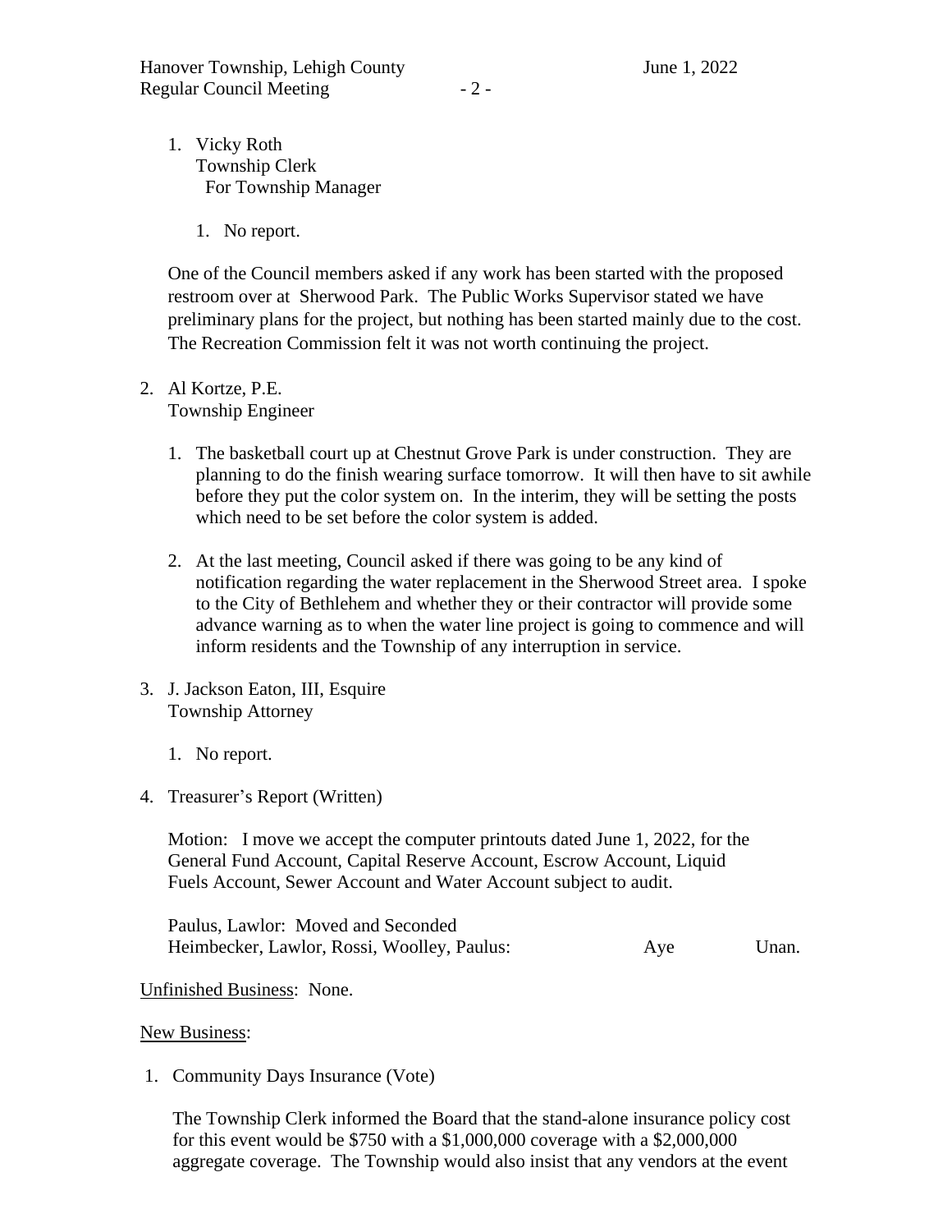1. Vicky Roth
   Township Clerk
   For Township Manager

   1. No report.

   One of the Council members asked if any work has been started with the proposed restroom over at Sherwood Park. The Public Works Supervisor stated we have preliminary plans for the project, but nothing has been started mainly due to the cost. The Recreation Commission felt it was not worth continuing the project.

2. Al Kortze, P.E.
   Township Engineer

   1. The basketball court up at Chestnut Grove Park is under construction. They are planning to do the finish wearing surface tomorrow. It will then have to sit awhile before they put the color system on. In the interim, they will be setting the posts which need to be set before the color system is added.

   2. At the last meeting, Council asked if there was going to be any kind of notification regarding the water replacement in the Sherwood Street area. I spoke to the City of Bethlehem and whether they or their contractor will provide some advance warning as to when the water line project is going to commence and will inform residents and the Township of any interruption in service.

3. J. Jackson Eaton, III, Esquire
   Township Attorney

   1. No report.

4. Treasurer's Report (Written)

   Motion: I move we accept the computer printouts dated June 1, 2022, for the General Fund Account, Capital Reserve Account, Escrow Account, Liquid Fuels Account, Sewer Account and Water Account subject to audit.

   Paulus, Lawlor: Moved and Seconded
   Heimbecker, Lawlor, Rossi, Woolley, Paulus: Aye Unan.

<u>Unfinished Business</u>: None.

<u>New Business</u>:

1. Community Days Insurance (Vote)

   The Township Clerk informed the Board that the stand-alone insurance policy cost for this event would be $750 with a $1,000,000 coverage with a $2,000,000 aggregate coverage. The Township would also insist that any vendors at the event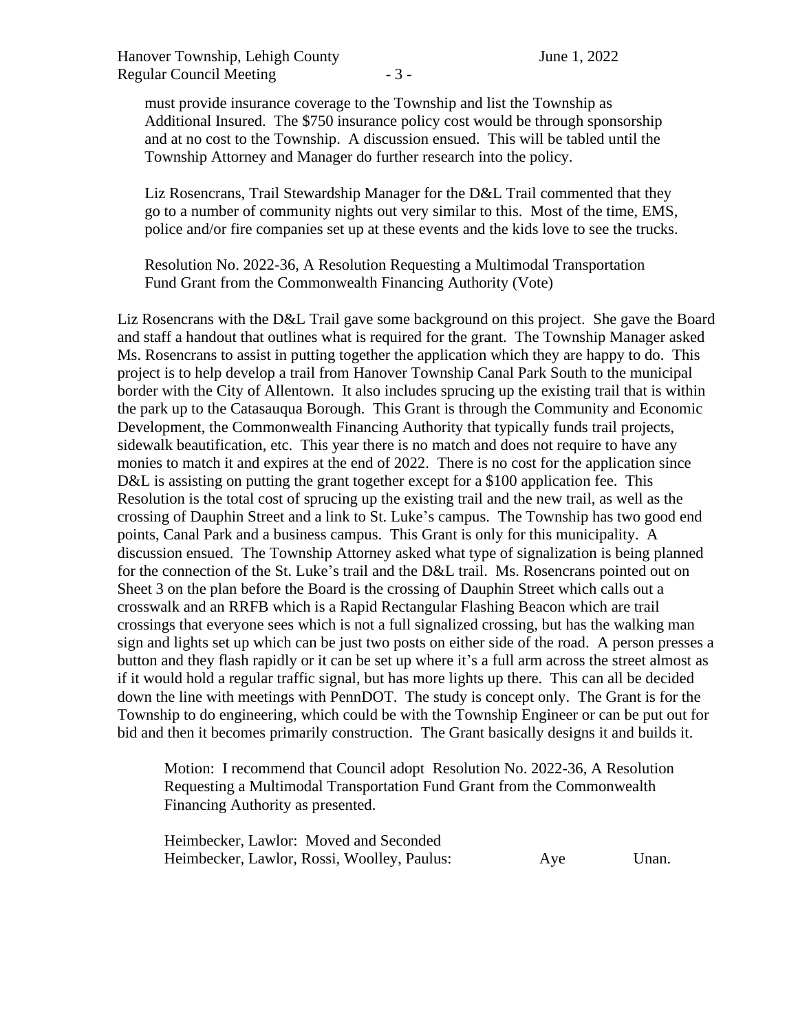must provide insurance coverage to the Township and list the Township as Additional Insured. The $750 insurance policy cost would be through sponsorship and at no cost to the Township. A discussion ensued. This will be tabled until the Township Attorney and Manager do further research into the policy.

Liz Rosencrans, Trail Stewardship Manager for the D&L Trail commented that they go to a number of community nights out very similar to this. Most of the time, EMS, police and/or fire companies set up at these events and the kids love to see the trucks.

Resolution No. 2022-36, A Resolution Requesting a Multimodal Transportation Fund Grant from the Commonwealth Financing Authority (Vote)

Liz Rosencrans with the D&L Trail gave some background on this project. She gave the Board and staff a handout that outlines what is required for the grant. The Township Manager asked Ms. Rosencrans to assist in putting together the application which they are happy to do. This project is to help develop a trail from Hanover Township Canal Park South to the municipal border with the City of Allentown. It also includes sprucing up the existing trail that is within the park up to the Catasauqua Borough. This Grant is through the Community and Economic Development, the Commonwealth Financing Authority that typically funds trail projects, sidewalk beautification, etc. This year there is no match and does not require to have any monies to match it and expires at the end of 2022. There is no cost for the application since D&L is assisting on putting the grant together except for a $100 application fee. This Resolution is the total cost of sprucing up the existing trail and the new trail, as well as the crossing of Dauphin Street and a link to St. Luke's campus. The Township has two good end points, Canal Park and a business campus. This Grant is only for this municipality. A discussion ensued. The Township Attorney asked what type of signalization is being planned for the connection of the St. Luke's trail and the D&L trail. Ms. Rosencrans pointed out on Sheet 3 on the plan before the Board is the crossing of Dauphin Street which calls out a crosswalk and an RRFB which is a Rapid Rectangular Flashing Beacon which are trail crossings that everyone sees which is not a full signalized crossing, but has the walking man sign and lights set up which can be just two posts on either side of the road. A person presses a button and they flash rapidly or it can be set up where it's a full arm across the street almost as if it would hold a regular traffic signal, but has more lights up there. This can all be decided down the line with meetings with PennDOT. The study is concept only. The Grant is for the Township to do engineering, which could be with the Township Engineer or can be put out for bid and then it becomes primarily construction. The Grant basically designs it and builds it.

Motion: I recommend that Council adopt Resolution No. 2022-36, A Resolution Requesting a Multimodal Transportation Fund Grant from the Commonwealth Financing Authority as presented.

Heimbecker, Lawlor: Moved and Seconded
Heimbecker, Lawlor, Rossi, Woolley, Paulus: Aye Unan.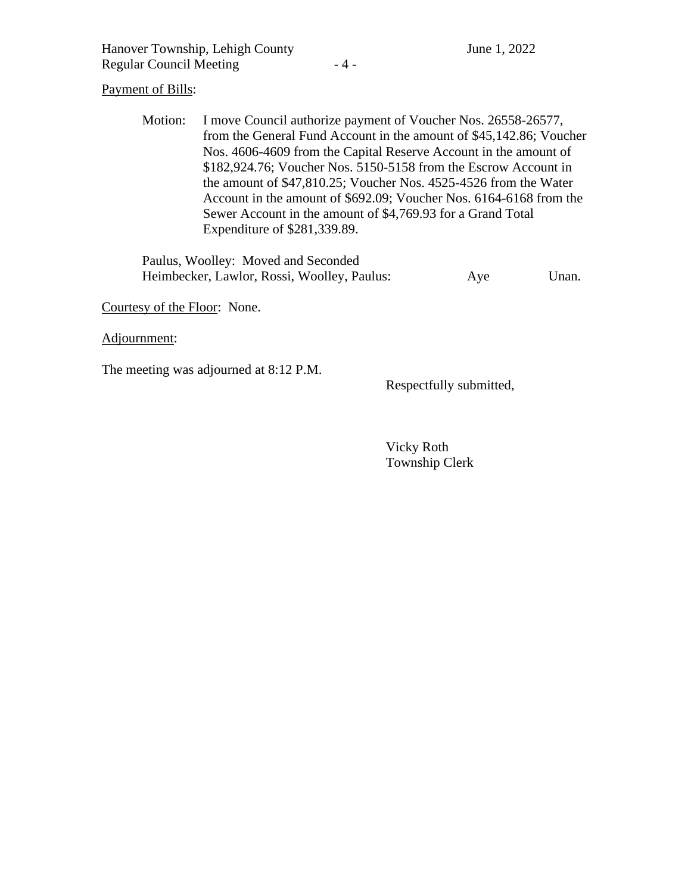Payment of Bills:

Motion: I move Council authorize payment of Voucher Nos. 26558-26577, from the General Fund Account in the amount of $45,142.86; Voucher Nos. 4606-4609 from the Capital Reserve Account in the amount of $182,924.76; Voucher Nos. 5150-5158 from the Escrow Account in the amount of $47,810.25; Voucher Nos. 4525-4526 from the Water Account in the amount of $692.09; Voucher Nos. 6164-6168 from the Sewer Account in the amount of $4,769.93 for a Grand Total Expenditure of $281,339.89.

Paulus, Woolley: Moved and Seconded
Heimbecker, Lawlor, Rossi, Woolley, Paulus: Aye Unan.

Courtesy of the Floor: None.

Adjournment:

The meeting was adjourned at 8:12 P.M.

Respectfully submitted,

Vicky Roth
Township Clerk